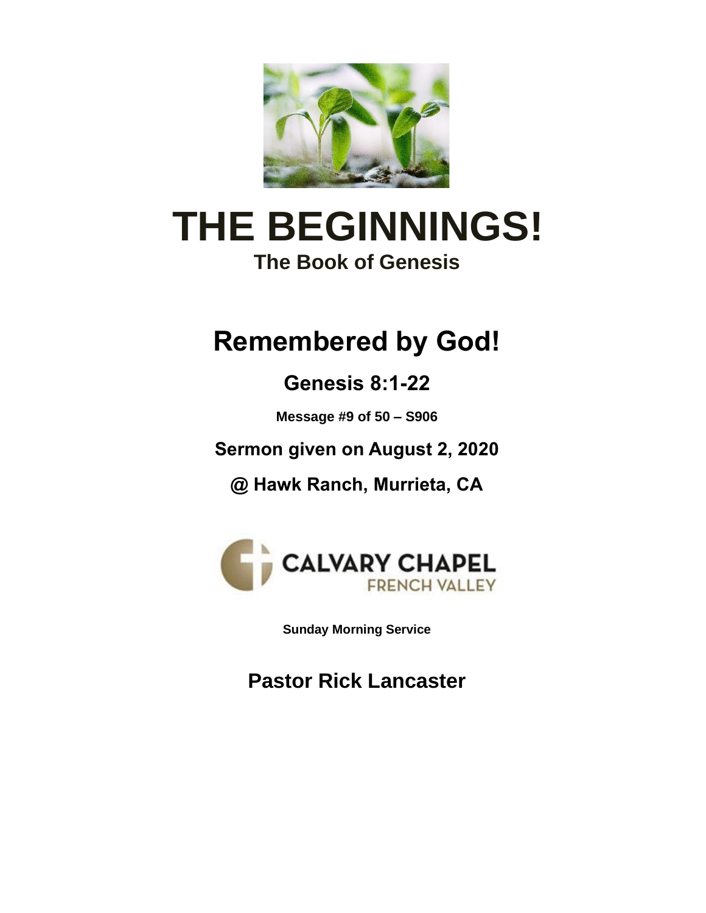# THE BEGINNINGS!

### The Book of Genesis

## Remembered by God!

### Genesis 8:1-22

**Message #9 of 50 – S906**

**Sermon given on August 2, 2020**

**@ Hawk Ranch, Murrieta, CA**

**CALVARY CHAPEL**
FRENCH VALLEY

**Sunday Morning Service**

## Pastor Rick Lancaster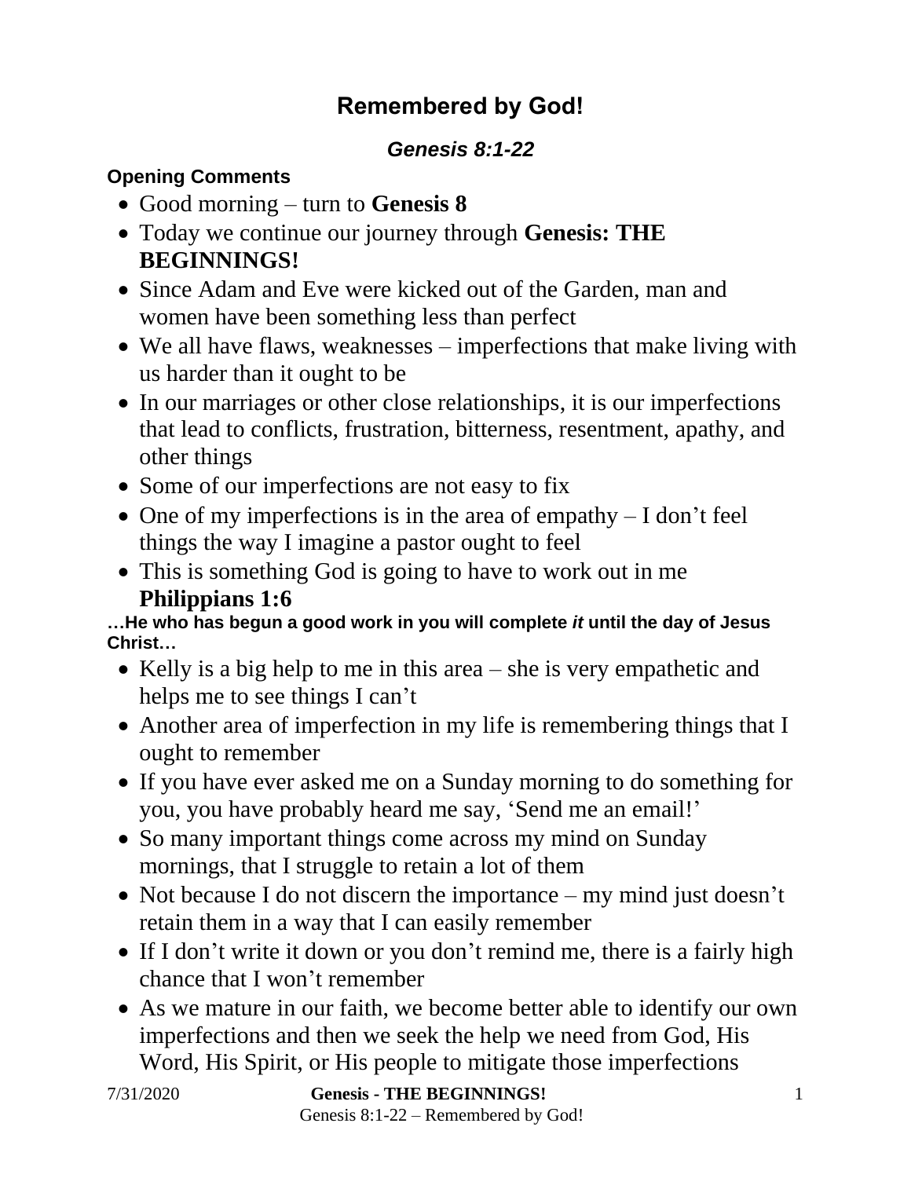# Remembered by God!

### *Genesis 8:1-22*

**Opening Comments**

- Good morning – turn to **Genesis 8**
- Today we continue our journey through **Genesis: THE BEGINNINGS!**
- Since Adam and Eve were kicked out of the Garden, man and women have been something less than perfect
- We all have flaws, weaknesses – imperfections that make living with us harder than it ought to be
- In our marriages or other close relationships, it is our imperfections that lead to conflicts, frustration, bitterness, resentment, apathy, and other things
- Some of our imperfections are not easy to fix
- One of my imperfections is in the area of empathy – I don't feel things the way I imagine a pastor ought to feel
- This is something God is going to have to work out in me
  **Philippians 1:6**

**…He who has begun a good work in you will complete *it* until the day of Jesus Christ…**

- Kelly is a big help to me in this area – she is very empathetic and helps me to see things I can't
- Another area of imperfection in my life is remembering things that I ought to remember
- If you have ever asked me on a Sunday morning to do something for you, you have probably heard me say, 'Send me an email!'
- So many important things come across my mind on Sunday mornings, that I struggle to retain a lot of them
- Not because I do not discern the importance – my mind just doesn't retain them in a way that I can easily remember
- If I don't write it down or you don't remind me, there is a fairly high chance that I won't remember
- As we mature in our faith, we become better able to identify our own imperfections and then we seek the help we need from God, His Word, His Spirit, or His people to mitigate those imperfections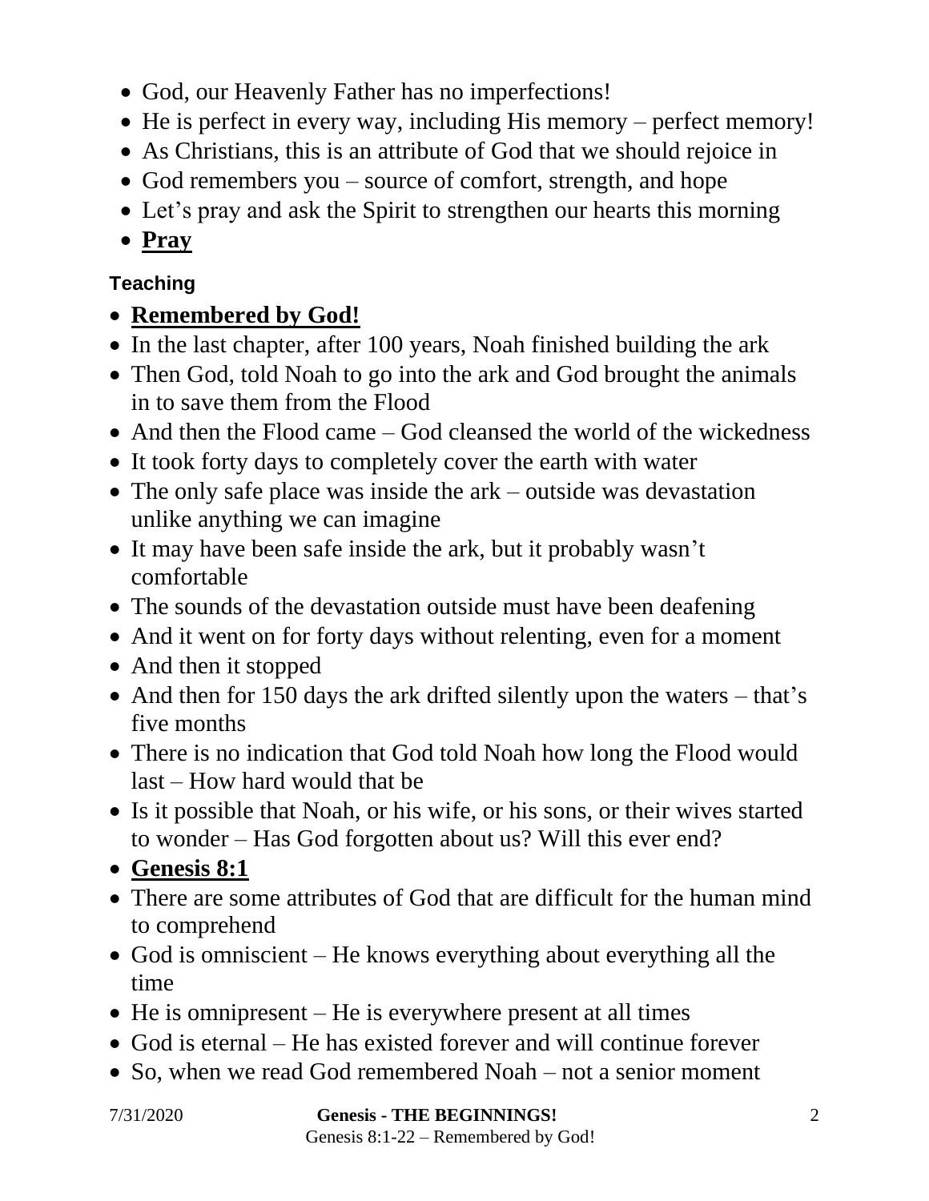- God, our Heavenly Father has no imperfections!
- He is perfect in every way, including His memory – perfect memory!
- As Christians, this is an attribute of God that we should rejoice in
- God remembers you – source of comfort, strength, and hope
- Let's pray and ask the Spirit to strengthen our hearts this morning
- **Pray**

### Teaching

- **Remembered by God!**
- In the last chapter, after 100 years, Noah finished building the ark
- Then God, told Noah to go into the ark and God brought the animals in to save them from the Flood
- And then the Flood came – God cleansed the world of the wickedness
- It took forty days to completely cover the earth with water
- The only safe place was inside the ark – outside was devastation unlike anything we can imagine
- It may have been safe inside the ark, but it probably wasn't comfortable
- The sounds of the devastation outside must have been deafening
- And it went on for forty days without relenting, even for a moment
- And then it stopped
- And then for 150 days the ark drifted silently upon the waters – that's five months
- There is no indication that God told Noah how long the Flood would last – How hard would that be
- Is it possible that Noah, or his wife, or his sons, or their wives started to wonder – Has God forgotten about us? Will this ever end?
- **Genesis 8:1**
- There are some attributes of God that are difficult for the human mind to comprehend
- God is omniscient – He knows everything about everything all the time
- He is omnipresent – He is everywhere present at all times
- God is eternal – He has existed forever and will continue forever
- So, when we read God remembered Noah – not a senior moment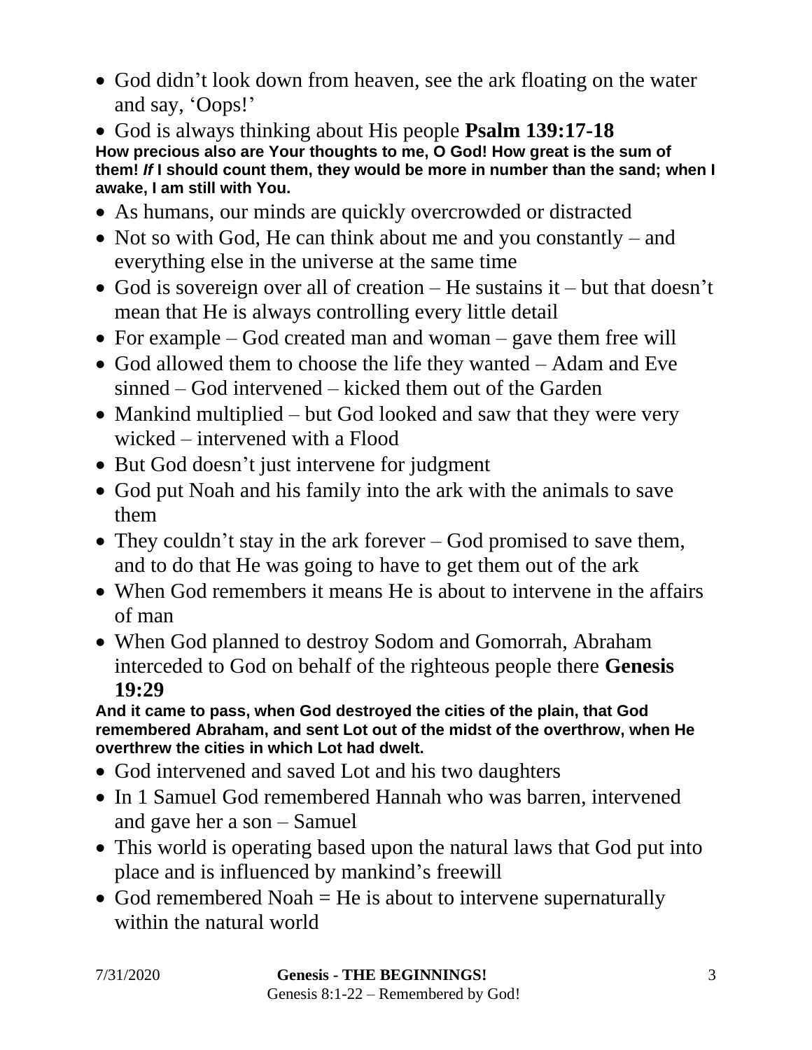- God didn't look down from heaven, see the ark floating on the water and say, 'Oops!'
- God is always thinking about His people **Psalm 139:17-18**

**How precious also are Your thoughts to me, O God! How great is the sum of them! *If* I should count them, they would be more in number than the sand; when I awake, I am still with You.**

- As humans, our minds are quickly overcrowded or distracted
- Not so with God, He can think about me and you constantly – and everything else in the universe at the same time
- God is sovereign over all of creation – He sustains it – but that doesn't mean that He is always controlling every little detail
- For example – God created man and woman – gave them free will
- God allowed them to choose the life they wanted – Adam and Eve sinned – God intervened – kicked them out of the Garden
- Mankind multiplied – but God looked and saw that they were very wicked – intervened with a Flood
- But God doesn't just intervene for judgment
- God put Noah and his family into the ark with the animals to save them
- They couldn't stay in the ark forever – God promised to save them, and to do that He was going to have to get them out of the ark
- When God remembers it means He is about to intervene in the affairs of man
- When God planned to destroy Sodom and Gomorrah, Abraham interceded to God on behalf of the righteous people there **Genesis 19:29**

**And it came to pass, when God destroyed the cities of the plain, that God remembered Abraham, and sent Lot out of the midst of the overthrow, when He overthrew the cities in which Lot had dwelt.**

- God intervened and saved Lot and his two daughters
- In 1 Samuel God remembered Hannah who was barren, intervened and gave her a son – Samuel
- This world is operating based upon the natural laws that God put into place and is influenced by mankind's freewill
- God remembered Noah = He is about to intervene supernaturally within the natural world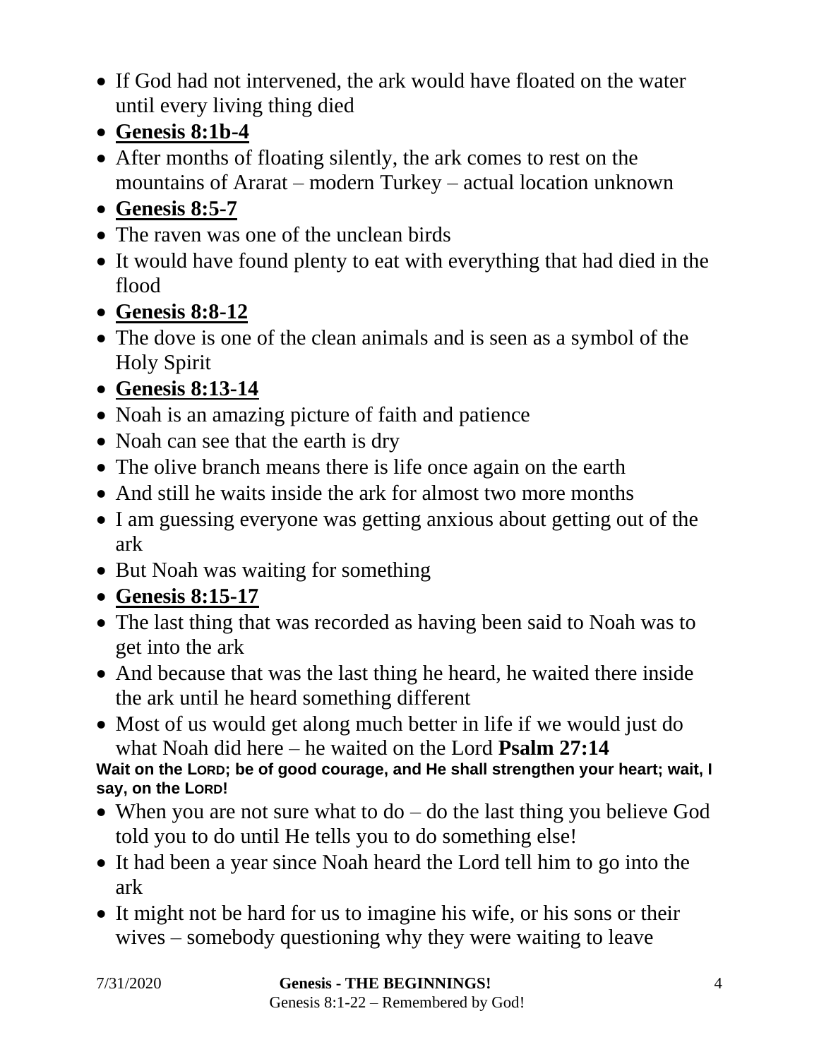- If God had not intervened, the ark would have floated on the water until every living thing died
- **Genesis 8:1b-4**
- After months of floating silently, the ark comes to rest on the mountains of Ararat – modern Turkey – actual location unknown
- **Genesis 8:5-7**
- The raven was one of the unclean birds
- It would have found plenty to eat with everything that had died in the flood
- **Genesis 8:8-12**
- The dove is one of the clean animals and is seen as a symbol of the Holy Spirit
- **Genesis 8:13-14**
- Noah is an amazing picture of faith and patience
- Noah can see that the earth is dry
- The olive branch means there is life once again on the earth
- And still he waits inside the ark for almost two more months
- I am guessing everyone was getting anxious about getting out of the ark
- But Noah was waiting for something
- **Genesis 8:15-17**
- The last thing that was recorded as having been said to Noah was to get into the ark
- And because that was the last thing he heard, he waited there inside the ark until he heard something different
- Most of us would get along much better in life if we would just do what Noah did here – he waited on the Lord **Psalm 27:14**

**Wait on the LORD; be of good courage, and He shall strengthen your heart; wait, I say, on the LORD!**

- When you are not sure what to do – do the last thing you believe God told you to do until He tells you to do something else!
- It had been a year since Noah heard the Lord tell him to go into the ark
- It might not be hard for us to imagine his wife, or his sons or their wives – somebody questioning why they were waiting to leave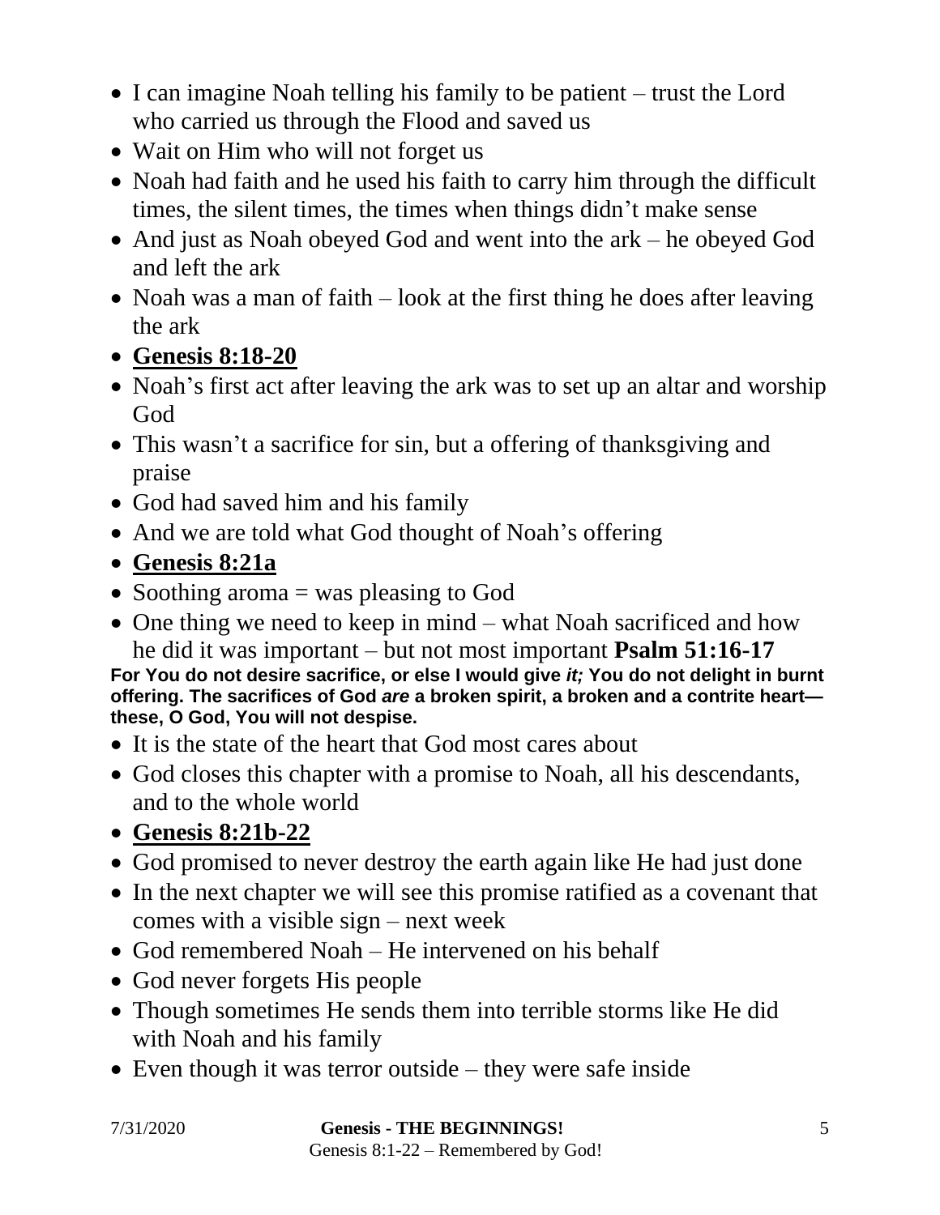- I can imagine Noah telling his family to be patient – trust the Lord who carried us through the Flood and saved us
- Wait on Him who will not forget us
- Noah had faith and he used his faith to carry him through the difficult times, the silent times, the times when things didn't make sense
- And just as Noah obeyed God and went into the ark – he obeyed God and left the ark
- Noah was a man of faith – look at the first thing he does after leaving the ark
- **Genesis 8:18-20**
- Noah's first act after leaving the ark was to set up an altar and worship God
- This wasn't a sacrifice for sin, but a offering of thanksgiving and praise
- God had saved him and his family
- And we are told what God thought of Noah's offering
- **Genesis 8:21a**
- Soothing aroma = was pleasing to God
- One thing we need to keep in mind – what Noah sacrificed and how he did it was important – but not most important **Psalm 51:16-17**

**For You do not desire sacrifice, or else I would give *it;* You do not delight in burnt offering. The sacrifices of God *are* a broken spirit, a broken and a contrite heart—these, O God, You will not despise.**

- It is the state of the heart that God most cares about
- God closes this chapter with a promise to Noah, all his descendants, and to the whole world
- **Genesis 8:21b-22**
- God promised to never destroy the earth again like He had just done
- In the next chapter we will see this promise ratified as a covenant that comes with a visible sign – next week
- God remembered Noah – He intervened on his behalf
- God never forgets His people
- Though sometimes He sends them into terrible storms like He did with Noah and his family
- Even though it was terror outside – they were safe inside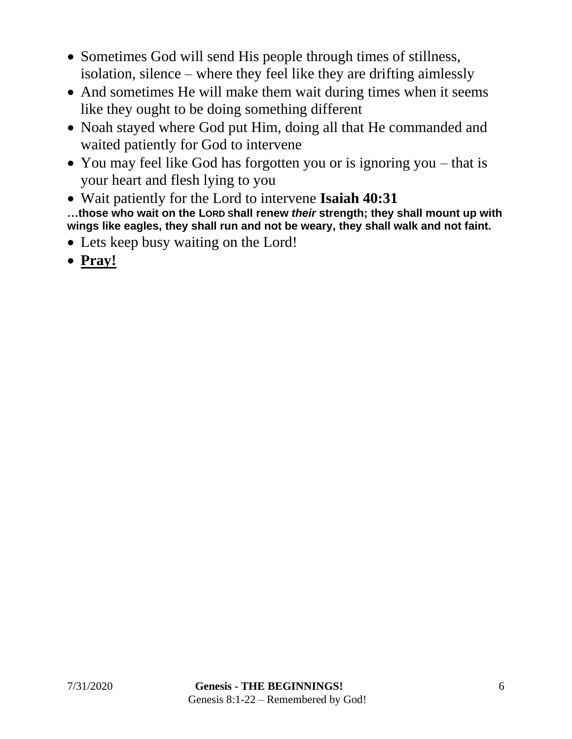- Sometimes God will send His people through times of stillness, isolation, silence – where they feel like they are drifting aimlessly
- And sometimes He will make them wait during times when it seems like they ought to be doing something different
- Noah stayed where God put Him, doing all that He commanded and waited patiently for God to intervene
- You may feel like God has forgotten you or is ignoring you – that is your heart and flesh lying to you
- Wait patiently for the Lord to intervene **Isaiah 40:31**

**…those who wait on the LORD shall renew *their* strength; they shall mount up with wings like eagles, they shall run and not be weary, they shall walk and not faint.**

- Lets keep busy waiting on the Lord!
- **Pray!**